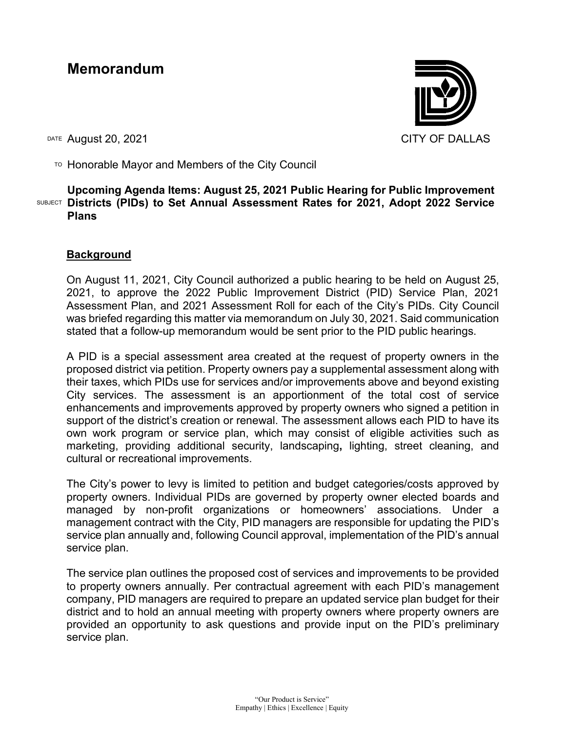# Memorandum

CITY OF DALLAS

DATE August 20, 2021

TO Honorable Mayor and Members of the City Council

SUBJECT **Upcoming Agenda Items: August 25, 2021 Public Hearing for Public Improvement Districts (PIDs) to Set Annual Assessment Rates for 2021, Adopt 2022 Service Plans**

## Background

On August 11, 2021, City Council authorized a public hearing to be held on August 25, 2021, to approve the 2022 Public Improvement District (PID) Service Plan, 2021 Assessment Plan, and 2021 Assessment Roll for each of the City's PIDs. City Council was briefed regarding this matter via memorandum on July 30, 2021. Said communication stated that a follow-up memorandum would be sent prior to the PID public hearings.

A PID is a special assessment area created at the request of property owners in the proposed district via petition. Property owners pay a supplemental assessment along with their taxes, which PIDs use for services and/or improvements above and beyond existing City services. The assessment is an apportionment of the total cost of service enhancements and improvements approved by property owners who signed a petition in support of the district's creation or renewal. The assessment allows each PID to have its own work program or service plan, which may consist of eligible activities such as marketing, providing additional security, landscaping**,** lighting, street cleaning, and cultural or recreational improvements.

The City's power to levy is limited to petition and budget categories/costs approved by property owners. Individual PIDs are governed by property owner elected boards and managed by non-profit organizations or homeowners' associations. Under a management contract with the City, PID managers are responsible for updating the PID's service plan annually and, following Council approval, implementation of the PID's annual service plan.

The service plan outlines the proposed cost of services and improvements to be provided to property owners annually. Per contractual agreement with each PID's management company, PID managers are required to prepare an updated service plan budget for their district and to hold an annual meeting with property owners where property owners are provided an opportunity to ask questions and provide input on the PID's preliminary service plan.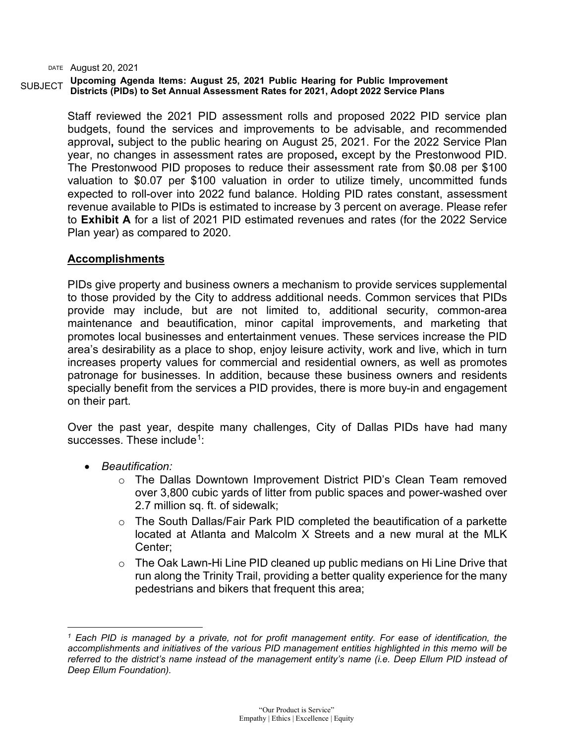DATE August 20, 2021

SUBJECT **Upcoming Agenda Items: August 25, 2021 Public Hearing for Public Improvement Districts (PIDs) to Set Annual Assessment Rates for 2021, Adopt 2022 Service Plans**

Staff reviewed the 2021 PID assessment rolls and proposed 2022 PID service plan budgets, found the services and improvements to be advisable, and recommended approval**,** subject to the public hearing on August 25, 2021. For the 2022 Service Plan year, no changes in assessment rates are proposed**,** except by the Prestonwood PID. The Prestonwood PID proposes to reduce their assessment rate from $0.08 per $100 valuation to $0.07 per $100 valuation in order to utilize timely, uncommitted funds expected to roll-over into 2022 fund balance. Holding PID rates constant, assessment revenue available to PIDs is estimated to increase by 3 percent on average. Please refer to **Exhibit A** for a list of 2021 PID estimated revenues and rates (for the 2022 Service Plan year) as compared to 2020.

## Accomplishments

PIDs give property and business owners a mechanism to provide services supplemental to those provided by the City to address additional needs. Common services that PIDs provide may include, but are not limited to, additional security, common-area maintenance and beautification, minor capital improvements, and marketing that promotes local businesses and entertainment venues. These services increase the PID area's desirability as a place to shop, enjoy leisure activity, work and live, which in turn increases property values for commercial and residential owners, as well as promotes patronage for businesses. In addition, because these business owners and residents specially benefit from the services a PID provides, there is more buy-in and engagement on their part.

Over the past year, despite many challenges, City of Dallas PIDs have had many successes. These include[1]:

- *Beautification:*
  - The Dallas Downtown Improvement District PID's Clean Team removed over 3,800 cubic yards of litter from public spaces and power-washed over 2.7 million sq. ft. of sidewalk;
  - The South Dallas/Fair Park PID completed the beautification of a parkette located at Atlanta and Malcolm X Streets and a new mural at the MLK Center;
  - The Oak Lawn-Hi Line PID cleaned up public medians on Hi Line Drive that run along the Trinity Trail, providing a better quality experience for the many pedestrians and bikers that frequent this area;

---

*[1] Each PID is managed by a private, not for profit management entity. For ease of identification, the accomplishments and initiatives of the various PID management entities highlighted in this memo will be referred to the district's name instead of the management entity's name (i.e. Deep Ellum PID instead of Deep Ellum Foundation).*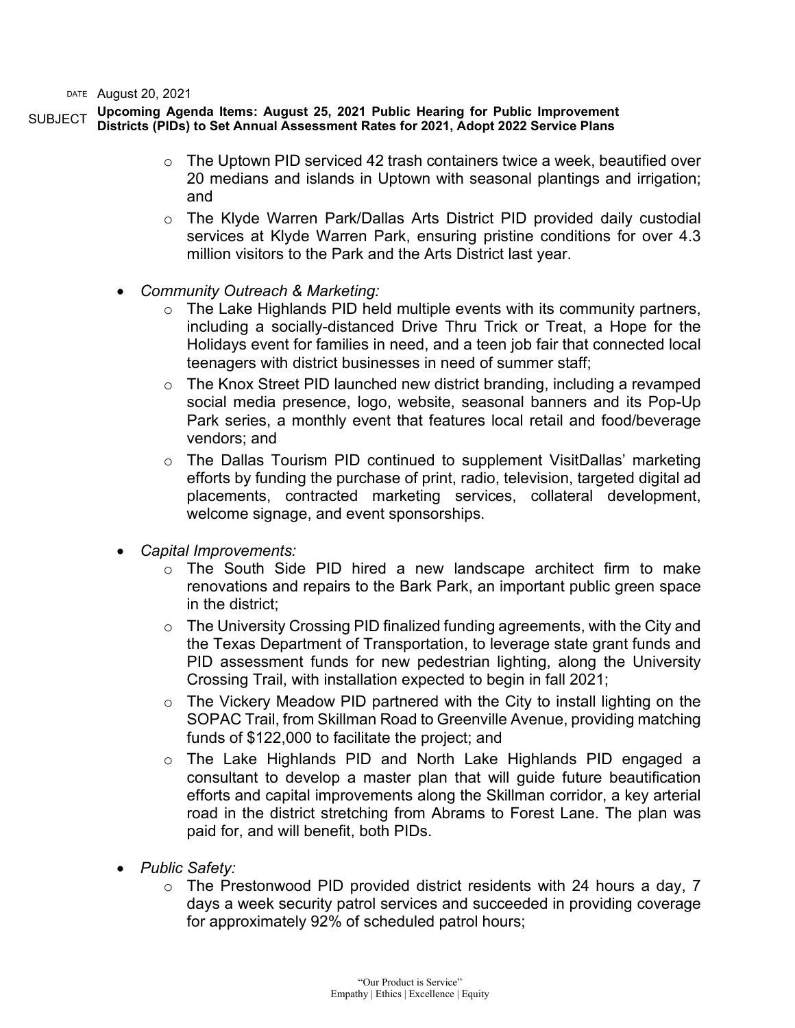- The Uptown PID serviced 42 trash containers twice a week, beautified over 20 medians and islands in Uptown with seasonal plantings and irrigation; and
  - The Klyde Warren Park/Dallas Arts District PID provided daily custodial services at Klyde Warren Park, ensuring pristine conditions for over 4.3 million visitors to the Park and the Arts District last year.

- *Community Outreach & Marketing:*
  - The Lake Highlands PID held multiple events with its community partners, including a socially-distanced Drive Thru Trick or Treat, a Hope for the Holidays event for families in need, and a teen job fair that connected local teenagers with district businesses in need of summer staff;
  - The Knox Street PID launched new district branding, including a revamped social media presence, logo, website, seasonal banners and its Pop-Up Park series, a monthly event that features local retail and food/beverage vendors; and
  - The Dallas Tourism PID continued to supplement VisitDallas' marketing efforts by funding the purchase of print, radio, television, targeted digital ad placements, contracted marketing services, collateral development, welcome signage, and event sponsorships.

- *Capital Improvements:*
  - The South Side PID hired a new landscape architect firm to make renovations and repairs to the Bark Park, an important public green space in the district;
  - The University Crossing PID finalized funding agreements, with the City and the Texas Department of Transportation, to leverage state grant funds and PID assessment funds for new pedestrian lighting, along the University Crossing Trail, with installation expected to begin in fall 2021;
  - The Vickery Meadow PID partnered with the City to install lighting on the SOPAC Trail, from Skillman Road to Greenville Avenue, providing matching funds of $122,000 to facilitate the project; and
  - The Lake Highlands PID and North Lake Highlands PID engaged a consultant to develop a master plan that will guide future beautification efforts and capital improvements along the Skillman corridor, a key arterial road in the district stretching from Abrams to Forest Lane. The plan was paid for, and will benefit, both PIDs.

- *Public Safety:*
  - The Prestonwood PID provided district residents with 24 hours a day, 7 days a week security patrol services and succeeded in providing coverage for approximately 92% of scheduled patrol hours;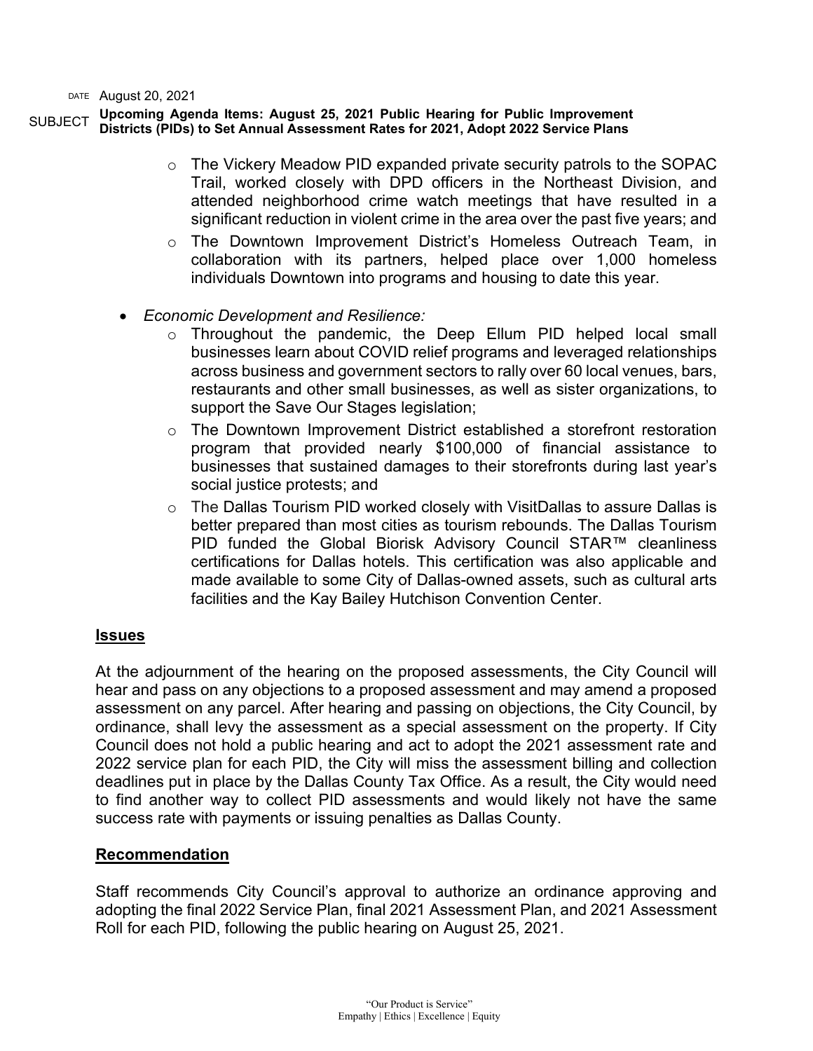- The Vickery Meadow PID expanded private security patrols to the SOPAC Trail, worked closely with DPD officers in the Northeast Division, and attended neighborhood crime watch meetings that have resulted in a significant reduction in violent crime in the area over the past five years; and
- The Downtown Improvement District's Homeless Outreach Team, in collaboration with its partners, helped place over 1,000 homeless individuals Downtown into programs and housing to date this year.

- *Economic Development and Resilience:*
  - Throughout the pandemic, the Deep Ellum PID helped local small businesses learn about COVID relief programs and leveraged relationships across business and government sectors to rally over 60 local venues, bars, restaurants and other small businesses, as well as sister organizations, to support the Save Our Stages legislation;
  - The Downtown Improvement District established a storefront restoration program that provided nearly $100,000 of financial assistance to businesses that sustained damages to their storefronts during last year's social justice protests; and
  - The Dallas Tourism PID worked closely with VisitDallas to assure Dallas is better prepared than most cities as tourism rebounds. The Dallas Tourism PID funded the Global Biorisk Advisory Council STAR™ cleanliness certifications for Dallas hotels. This certification was also applicable and made available to some City of Dallas-owned assets, such as cultural arts facilities and the Kay Bailey Hutchison Convention Center.

## Issues

At the adjournment of the hearing on the proposed assessments, the City Council will hear and pass on any objections to a proposed assessment and may amend a proposed assessment on any parcel. After hearing and passing on objections, the City Council, by ordinance, shall levy the assessment as a special assessment on the property. If City Council does not hold a public hearing and act to adopt the 2021 assessment rate and 2022 service plan for each PID, the City will miss the assessment billing and collection deadlines put in place by the Dallas County Tax Office. As a result, the City would need to find another way to collect PID assessments and would likely not have the same success rate with payments or issuing penalties as Dallas County.

## Recommendation

Staff recommends City Council's approval to authorize an ordinance approving and adopting the final 2022 Service Plan, final 2021 Assessment Plan, and 2021 Assessment Roll for each PID, following the public hearing on August 25, 2021.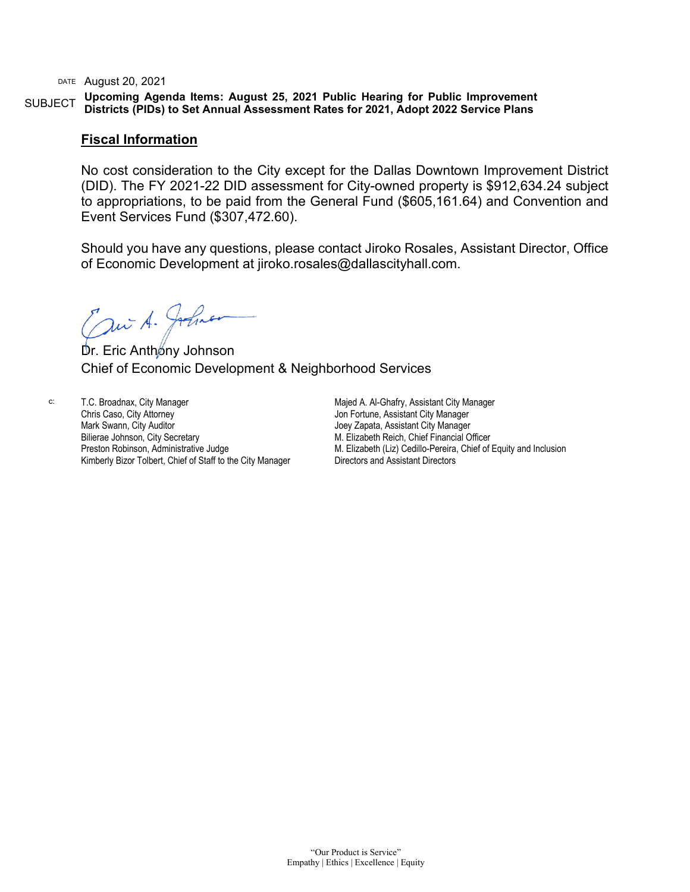DATE August 20, 2021

SUBJECT **Upcoming Agenda Items: August 25, 2021 Public Hearing for Public Improvement Districts (PIDs) to Set Annual Assessment Rates for 2021, Adopt 2022 Service Plans**

## Fiscal Information

No cost consideration to the City except for the Dallas Downtown Improvement District (DID). The FY 2021-22 DID assessment for City-owned property is $912,634.24 subject to appropriations, to be paid from the General Fund ($605,161.64) and Convention and Event Services Fund ($307,472.60).

Should you have any questions, please contact Jiroko Rosales, Assistant Director, Office of Economic Development at jiroko.rosales@dallascityhall.com.

Dr. Eric Anthony Johnson
Chief of Economic Development & Neighborhood Services

c:
T.C. Broadnax, City Manager
Chris Caso, City Attorney
Mark Swann, City Auditor
Bilierae Johnson, City Secretary
Preston Robinson, Administrative Judge
Kimberly Bizor Tolbert, Chief of Staff to the City Manager
Majed A. Al-Ghafry, Assistant City Manager
Jon Fortune, Assistant City Manager
Joey Zapata, Assistant City Manager
M. Elizabeth Reich, Chief Financial Officer
M. Elizabeth (Liz) Cedillo-Pereira, Chief of Equity and Inclusion
Directors and Assistant Directors

"Our Product is Service"
Empathy | Ethics | Excellence | Equity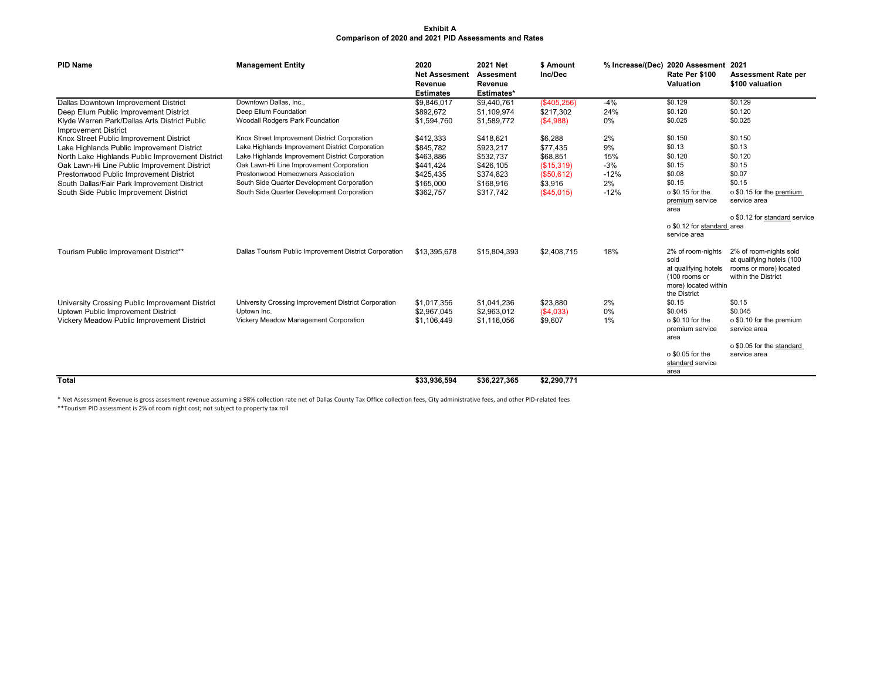**Exhibit A**
**Comparison of 2020 and 2021 PID Assessments and Rates**

| PID Name | Management Entity | 2020 Net Assesment Revenue Estimates | 2021 Net Assesment Revenue Estimates* | $ Amount Inc/Dec | % Increase/(Dec) | 2020 Assesment Rate Per $100 Valuation | 2021 Assessment Rate per $100 valuation |
|---|---|---|---|---|---|---|---|
| Dallas Downtown Improvement District | Downtown Dallas, Inc., | $9,846,017 | $9,440,761 | ($405,256) | -4% | $0.129 | $0.129 |
| Deep Ellum Public Improvement District | Deep Ellum Foundation | $892,672 | $1,109,974 | $217,302 | 24% | $0.120 | $0.120 |
| Klyde Warren Park/Dallas Arts District Public Improvement District | Woodall Rodgers Park Foundation | $1,594,760 | $1,589,772 | ($4,988) | 0% | $0.025 | $0.025 |
| Knox Street Public Improvement District | Knox Street Improvement District Corporation | $412,333 | $418,621 | $6,288 | 2% | $0.150 | $0.150 |
| Lake Highlands Public Improvement District | Lake Highlands Improvement District Corporation | $845,782 | $923,217 | $77,435 | 9% | $0.13 | $0.13 |
| North Lake Highlands Public Improvement District | Lake Highlands Improvement District Corporation | $463,886 | $532,737 | $68,851 | 15% | $0.120 | $0.120 |
| Oak Lawn-Hi Line Public Improvement District | Oak Lawn-Hi Line Improvement Corporation | $441,424 | $426,105 | ($15,319) | -3% | $0.15 | $0.15 |
| Prestonwood Public Improvement District | Prestonwood Homeowners Association | $425,435 | $374,823 | ($50,612) | -12% | $0.08 | $0.07 |
| South Dallas/Fair Park Improvement District | South Side Quarter Development Corporation | $165,000 | $168,916 | $3,916 | 2% | $0.15 | $0.15 |
| South Side Public Improvement District | South Side Quarter Development Corporation | $362,757 | $317,742 | ($45,015) | -12% | o $0.15 for the premium service area<br>o $0.12 for standard service area | o $0.15 for the premium service area<br>o $0.12 for standard service area |
| Tourism Public Improvement District** | Dallas Tourism Public Improvement District Corporation | $13,395,678 | $15,804,393 | $2,408,715 | 18% | 2% of room-nights sold at qualifying hotels (100 rooms or more) located within the District | 2% of room-nights sold at qualifying hotels (100 rooms or more) located within the District |
| University Crossing Public Improvement District | University Crossing Improvement District Corporation | $1,017,356 | $1,041,236 | $23,880 | 2% | $0.15 | $0.15 |
| Uptown Public Improvement District | Uptown Inc. | $2,967,045 | $2,963,012 | ($4,033) | 0% | $0.045 | $0.045 |
| Vickery Meadow Public Improvement District | Vickery Meadow Management Corporation | $1,106,449 | $1,116,056 | $9,607 | 1% | o $0.10 for the premium service area<br>o $0.05 for the standard service area | o $0.10 for the premium service area<br>o $0.05 for the standard service area |
| **Total** | | **$33,936,594** | **$36,227,365** | **$2,290,771** | | | |

\* Net Assessment Revenue is gross assesment revenue assuming a 98% collection rate net of Dallas County Tax Office collection fees, City administrative fees, and other PID-related fees

\*\*Tourism PID assessment is 2% of room night cost; not subject to property tax roll